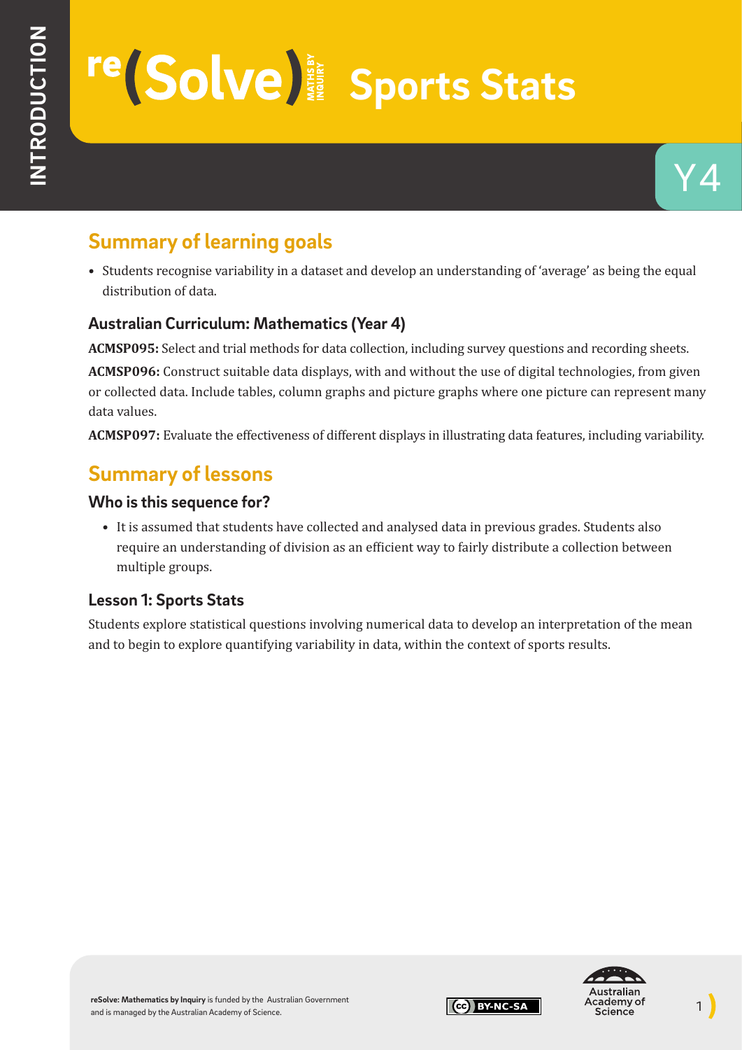INTRODUCTION

# re(Solve) MATHS BY INQUIRY Sports Stats

Y4

## Summary of learning goals

- Students recognise variability in a dataset and develop an understanding of 'average' as being the equal distribution of data.

### Australian Curriculum: Mathematics (Year 4)

**ACMSP095:** Select and trial methods for data collection, including survey questions and recording sheets.

**ACMSP096:** Construct suitable data displays, with and without the use of digital technologies, from given or collected data. Include tables, column graphs and picture graphs where one picture can represent many data values.

**ACMSP097:** Evaluate the effectiveness of different displays in illustrating data features, including variability.

## Summary of lessons

### Who is this sequence for?

- It is assumed that students have collected and analysed data in previous grades. Students also require an understanding of division as an efficient way to fairly distribute a collection between multiple groups.

### Lesson 1: Sports Stats

Students explore statistical questions involving numerical data to develop an interpretation of the mean and to begin to explore quantifying variability in data, within the context of sports results.

**reSolve: Mathematics by Inquiry** is funded by the Australian Government and is managed by the Australian Academy of Science.

BY-NC-SA

Australian Academy of Science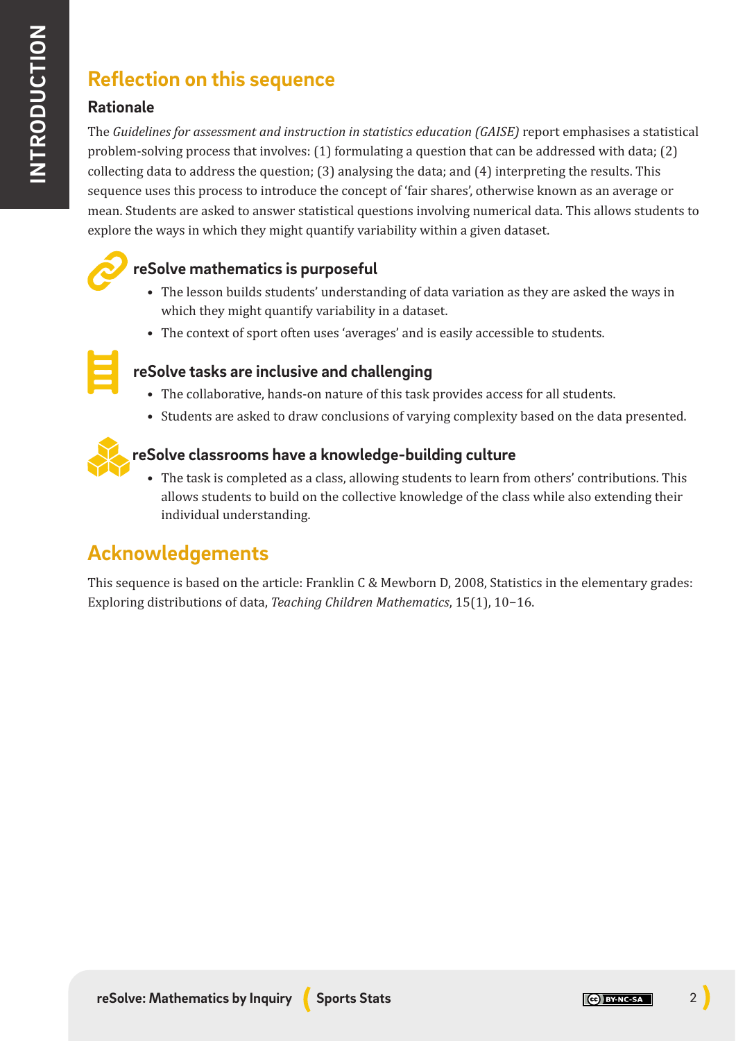## Reflection on this sequence

### Rationale

The *Guidelines for assessment and instruction in statistics education (GAISE)* report emphasises a statistical problem-solving process that involves: (1) formulating a question that can be addressed with data; (2) collecting data to address the question; (3) analysing the data; and (4) interpreting the results. This sequence uses this process to introduce the concept of 'fair shares', otherwise known as an average or mean. Students are asked to answer statistical questions involving numerical data. This allows students to explore the ways in which they might quantify variability within a given dataset.

### reSolve mathematics is purposeful

- The lesson builds students' understanding of data variation as they are asked the ways in which they might quantify variability in a dataset.
- The context of sport often uses 'averages' and is easily accessible to students.

### reSolve tasks are inclusive and challenging

- The collaborative, hands-on nature of this task provides access for all students.
- Students are asked to draw conclusions of varying complexity based on the data presented.

### reSolve classrooms have a knowledge-building culture

- The task is completed as a class, allowing students to learn from others' contributions. This allows students to build on the collective knowledge of the class while also extending their individual understanding.

## Acknowledgements

This sequence is based on the article: Franklin C & Mewborn D, 2008, Statistics in the elementary grades: Exploring distributions of data, *Teaching Children Mathematics*, 15(1), 10–16.